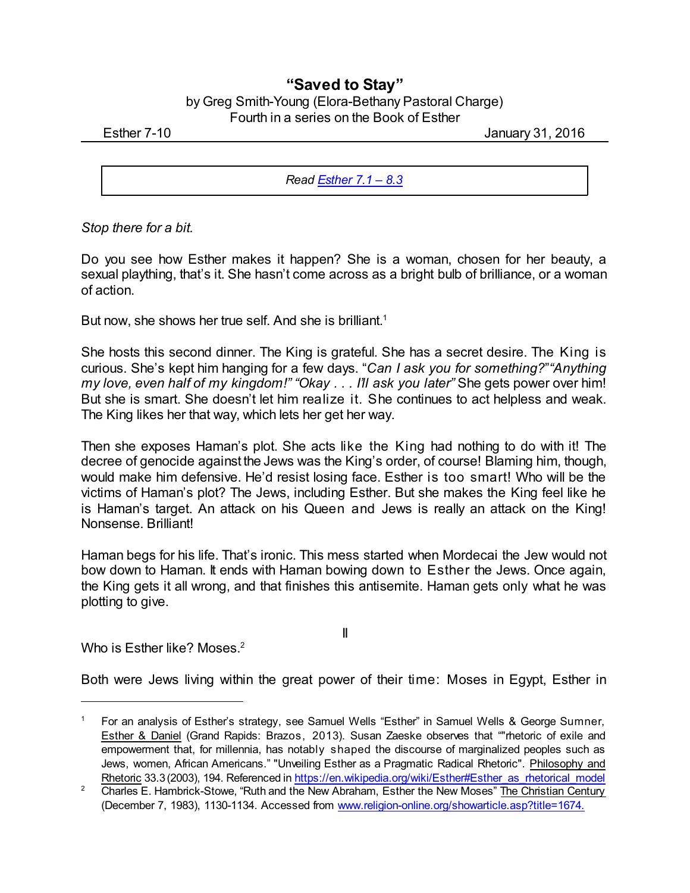# "Saved to Stay"

by Greg Smith-Young (Elora-Bethany Pastoral Charge)
Fourth in a series on the Book of Esther

Esther 7-10 January 31, 2016

> *Read Esther 7.1 – 8.3*

*Stop there for a bit.*

Do you see how Esther makes it happen? She is a woman, chosen for her beauty, a sexual plaything, that's it. She hasn't come across as a bright bulb of brilliance, or a woman of action.

But now, she shows her true self. And she is brilliant.[1]

She hosts this second dinner. The King is grateful. She has a secret desire. The King is curious. She's kept him hanging for a few days. "*Can I ask you for something?*" "*Anything my love, even half of my kingdom!*" "*Okay . . . I'll ask you later*" She gets power over him! But she is smart. She doesn't let him realize it. She continues to act helpless and weak. The King likes her that way, which lets her get her way.

Then she exposes Haman's plot. She acts like the King had nothing to do with it! The decree of genocide against the Jews was the King's order, of course! Blaming him, though, would make him defensive. He'd resist losing face. Esther is too smart! Who will be the victims of Haman's plot? The Jews, including Esther. But she makes the King feel like he is Haman's target. An attack on his Queen and Jews is really an attack on the King! Nonsense. Brilliant!

Haman begs for his life. That's ironic. This mess started when Mordecai the Jew would not bow down to Haman. It ends with Haman bowing down to Esther the Jews. Once again, the King gets it all wrong, and that finishes this antisemite. Haman gets only what he was plotting to give.

II

Who is Esther like? Moses.[2]

Both were Jews living within the great power of their time: Moses in Egypt, Esther in

---

1. For an analysis of Esther's strategy, see Samuel Wells "Esther" in Samuel Wells & George Sumner, Esther & Daniel (Grand Rapids: Brazos, 2013). Susan Zaeske observes that ""rhetoric of exile and empowerment that, for millennia, has notably shaped the discourse of marginalized peoples such as Jews, women, African Americans." "Unveiling Esther as a Pragmatic Radical Rhetoric". Philosophy and Rhetoric 33.3 (2003), 194. Referenced in https://en.wikipedia.org/wiki/Esther#Esther_as_rhetorical_model

2. Charles E. Hambrick-Stowe, "Ruth and the New Abraham, Esther the New Moses" The Christian Century (December 7, 1983), 1130-1134. Accessed from www.religion-online.org/showarticle.asp?title=1674.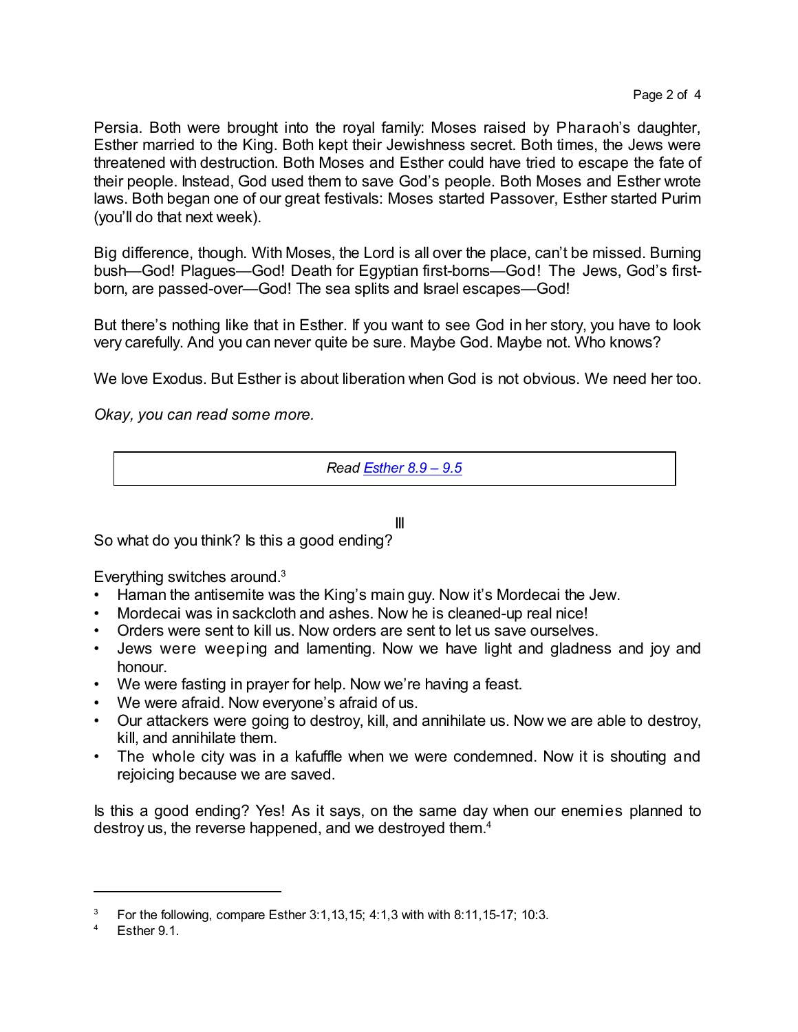Persia. Both were brought into the royal family: Moses raised by Pharaoh's daughter, Esther married to the King. Both kept their Jewishness secret. Both times, the Jews were threatened with destruction. Both Moses and Esther could have tried to escape the fate of their people. Instead, God used them to save God's people. Both Moses and Esther wrote laws. Both began one of our great festivals: Moses started Passover, Esther started Purim (you'll do that next week).

Big difference, though. With Moses, the Lord is all over the place, can't be missed. Burning bush—God! Plagues—God! Death for Egyptian first-borns—God! The Jews, God's first-born, are passed-over—God! The sea splits and Israel escapes—God!

But there's nothing like that in Esther. If you want to see God in her story, you have to look very carefully. And you can never quite be sure. Maybe God. Maybe not. Who knows?

We love Exodus. But Esther is about liberation when God is not obvious. We need her too.

*Okay, you can read some more.*

| *Read [Esther 8.9 – 9.5]()* |
|---|

III

So what do you think? Is this a good ending?

Everything switches around.[3]

- Haman the antisemite was the King's main guy. Now it's Mordecai the Jew.
- Mordecai was in sackcloth and ashes. Now he is cleaned-up real nice!
- Orders were sent to kill us. Now orders are sent to let us save ourselves.
- Jews were weeping and lamenting. Now we have light and gladness and joy and honour.
- We were fasting in prayer for help. Now we're having a feast.
- We were afraid. Now everyone's afraid of us.
- Our attackers were going to destroy, kill, and annihilate us. Now we are able to destroy, kill, and annihilate them.
- The whole city was in a kafuffle when we were condemned. Now it is shouting and rejoicing because we are saved.

Is this a good ending? Yes! As it says, on the same day when our enemies planned to destroy us, the reverse happened, and we destroyed them.[4]

---

[3] For the following, compare Esther 3:1,13,15; 4:1,3 with with 8:11,15-17; 10:3.

[4] Esther 9.1.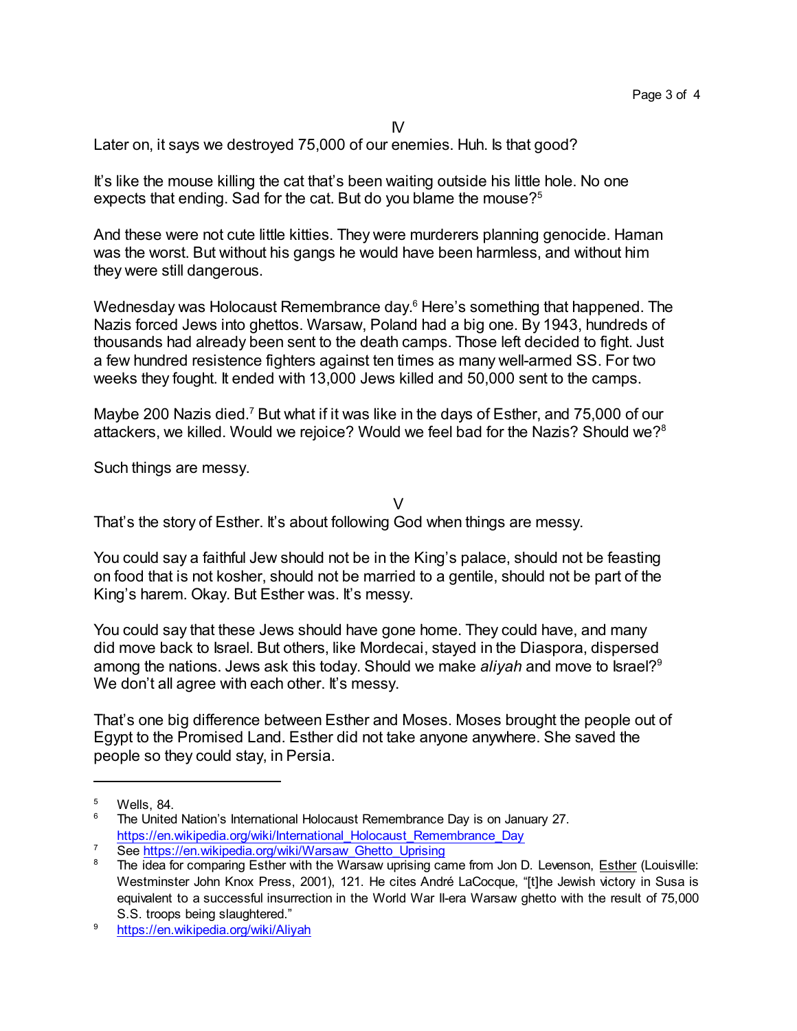IV

Later on, it says we destroyed 75,000 of our enemies. Huh. Is that good?

It's like the mouse killing the cat that's been waiting outside his little hole. No one expects that ending. Sad for the cat. But do you blame the mouse?[5]

And these were not cute little kitties. They were murderers planning genocide. Haman was the worst. But without his gangs he would have been harmless, and without him they were still dangerous.

Wednesday was Holocaust Remembrance day.[6] Here's something that happened. The Nazis forced Jews into ghettos. Warsaw, Poland had a big one. By 1943, hundreds of thousands had already been sent to the death camps. Those left decided to fight. Just a few hundred resistence fighters against ten times as many well-armed SS. For two weeks they fought. It ended with 13,000 Jews killed and 50,000 sent to the camps.

Maybe 200 Nazis died.[7] But what if it was like in the days of Esther, and 75,000 of our attackers, we killed. Would we rejoice? Would we feel bad for the Nazis? Should we?[8]

Such things are messy.

V

That's the story of Esther. It's about following God when things are messy.

You could say a faithful Jew should not be in the King's palace, should not be feasting on food that is not kosher, should not be married to a gentile, should not be part of the King's harem. Okay. But Esther was. It's messy.

You could say that these Jews should have gone home. They could have, and many did move back to Israel. But others, like Mordecai, stayed in the Diaspora, dispersed among the nations. Jews ask this today. Should we make *aliyah* and move to Israel?[9] We don't all agree with each other. It's messy.

That's one big difference between Esther and Moses. Moses brought the people out of Egypt to the Promised Land. Esther did not take anyone anywhere. She saved the people so they could stay, in Persia.

---

[5] Wells, 84.

[6] The United Nation's International Holocaust Remembrance Day is on January 27. https://en.wikipedia.org/wiki/International_Holocaust_Remembrance_Day

[7] See https://en.wikipedia.org/wiki/Warsaw_Ghetto_Uprising

[8] The idea for comparing Esther with the Warsaw uprising came from Jon D. Levenson, Esther (Louisville: Westminster John Knox Press, 2001), 121. He cites André LaCocque, "[t]he Jewish victory in Susa is equivalent to a successful insurrection in the World War II-era Warsaw ghetto with the result of 75,000 S.S. troops being slaughtered."

[9] https://en.wikipedia.org/wiki/Aliyah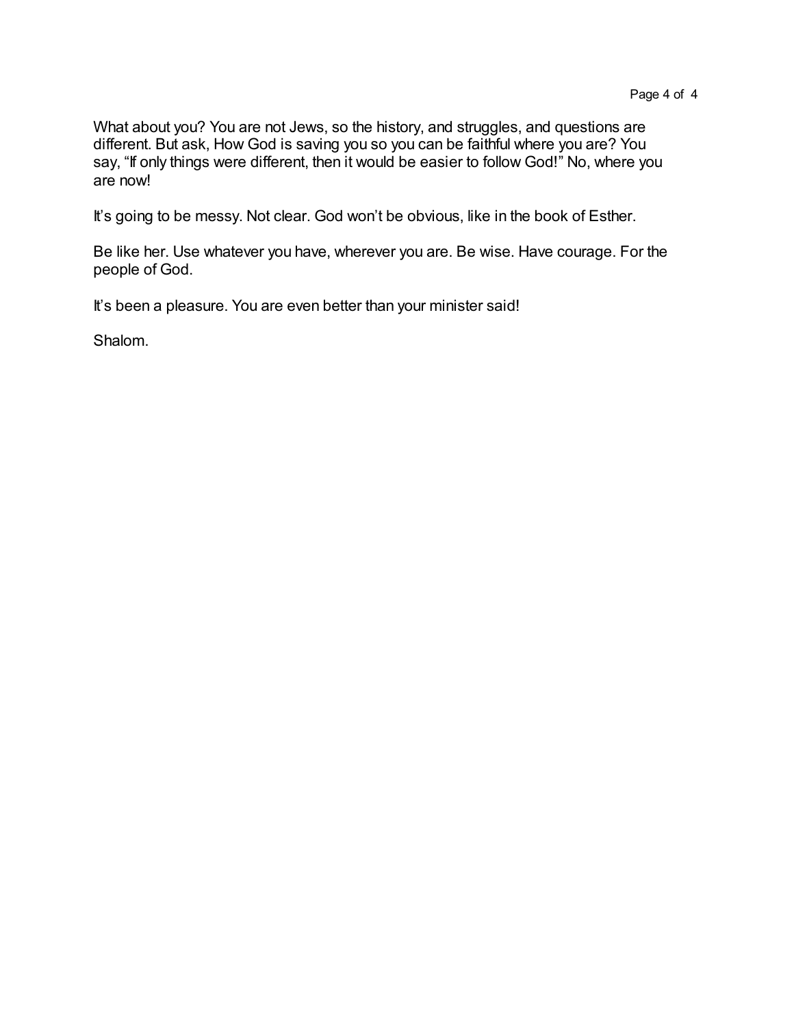What about you? You are not Jews, so the history, and struggles, and questions are different. But ask, How God is saving you so you can be faithful where you are? You say, “If only things were different, then it would be easier to follow God!” No, where you are now!

It’s going to be messy. Not clear. God won’t be obvious, like in the book of Esther.

Be like her. Use whatever you have, wherever you are. Be wise. Have courage. For the people of God.

It’s been a pleasure. You are even better than your minister said!

Shalom.